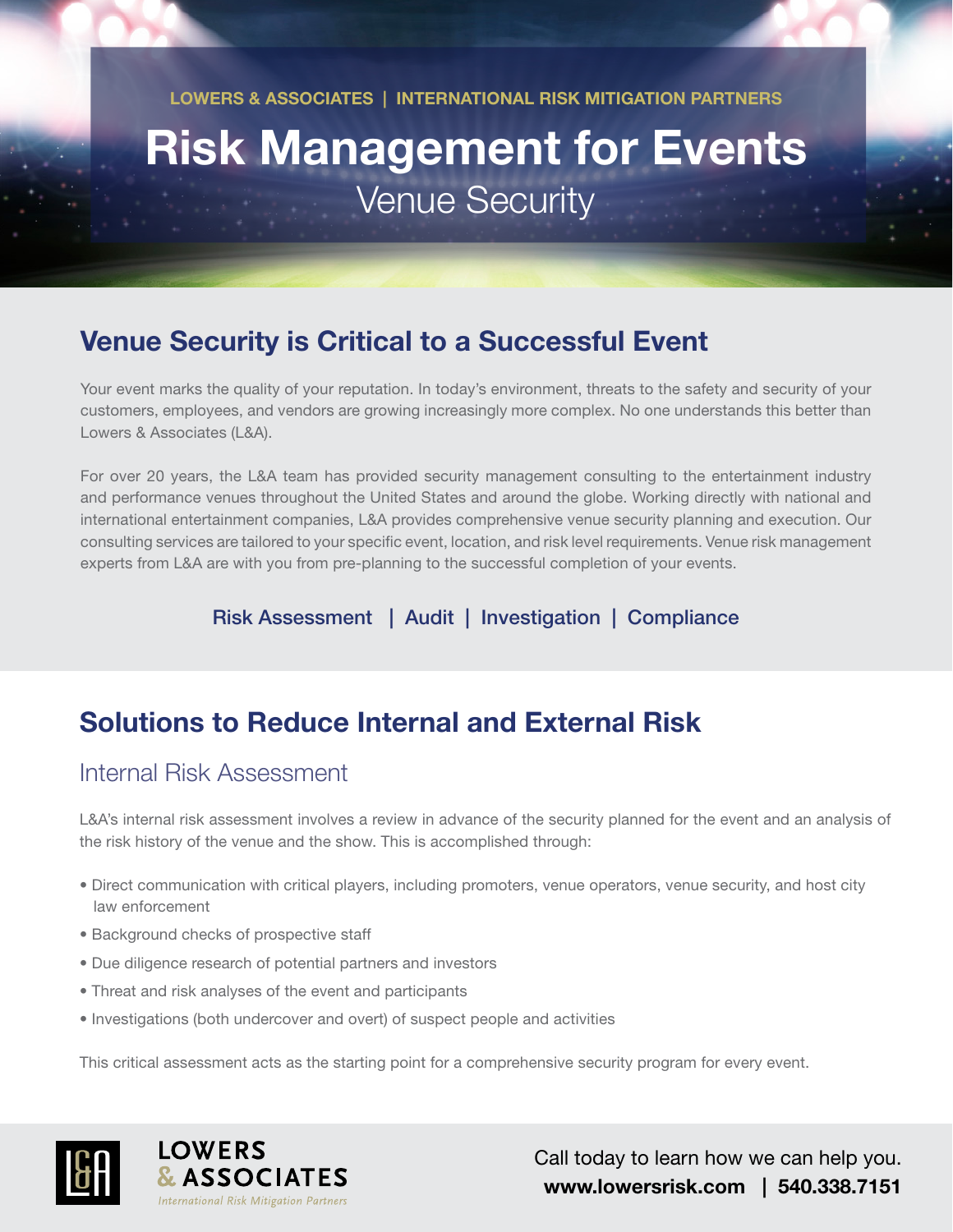LOWERS & ASSOCIATES | INTERNATIONAL RISK MITIGATION PARTNERS

# Risk Management for Events

Venue Security

## Venue Security is Critical to a Successful Event

Your event marks the quality of your reputation. In today's environment, threats to the safety and security of your customers, employees, and vendors are growing increasingly more complex. No one understands this better than Lowers & Associates (L&A).

For over 20 years, the L&A team has provided security management consulting to the entertainment industry and performance venues throughout the United States and around the globe. Working directly with national and international entertainment companies, L&A provides comprehensive venue security planning and execution. Our consulting services are tailored to your specific event, location, and risk level requirements. Venue risk management experts from L&A are with you from pre-planning to the successful completion of your events.

Risk Assessment | Audit | Investigation | Compliance

## Solutions to Reduce Internal and External Risk

### Internal Risk Assessment

L&A's internal risk assessment involves a review in advance of the security planned for the event and an analysis of the risk history of the venue and the show. This is accomplished through:

- Direct communication with critical players, including promoters, venue operators, venue security, and host city law enforcement
- Background checks of prospective staff
- Due diligence research of potential partners and investors
- Threat and risk analyses of the event and participants
- Investigations (both undercover and overt) of suspect people and activities

This critical assessment acts as the starting point for a comprehensive security program for every event.

LOWERS & ASSOCIATES
*International Risk Mitigation Partners*

Call today to learn how we can help you.
**www.lowersrisk.com | 540.338.7151**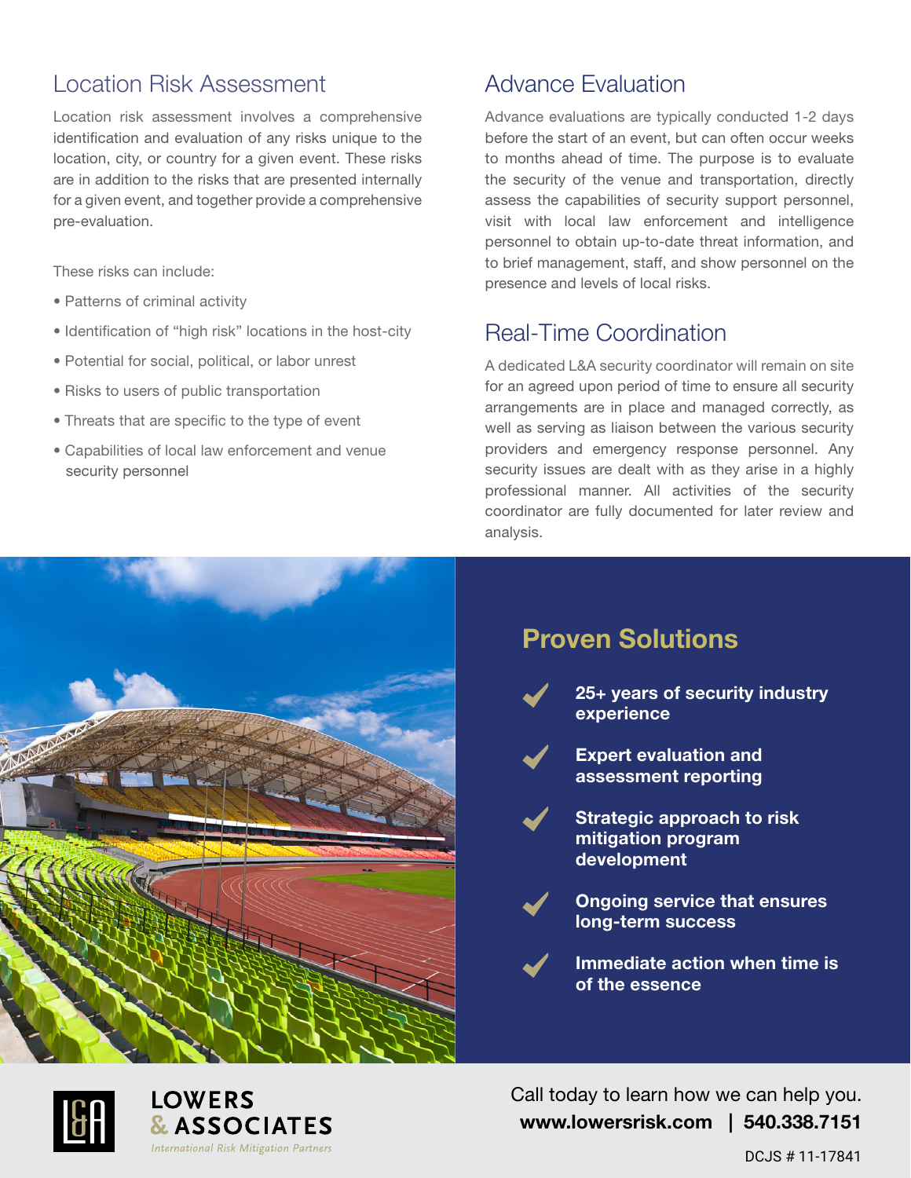## Location Risk Assessment

Location risk assessment involves a comprehensive identification and evaluation of any risks unique to the location, city, or country for a given event. These risks are in addition to the risks that are presented internally for a given event, and together provide a comprehensive pre-evaluation.

These risks can include:

- Patterns of criminal activity
- Identification of "high risk" locations in the host-city
- Potential for social, political, or labor unrest
- Risks to users of public transportation
- Threats that are specific to the type of event
- Capabilities of local law enforcement and venue security personnel

## Advance Evaluation

Advance evaluations are typically conducted 1-2 days before the start of an event, but can often occur weeks to months ahead of time. The purpose is to evaluate the security of the venue and transportation, directly assess the capabilities of security support personnel, visit with local law enforcement and intelligence personnel to obtain up-to-date threat information, and to brief management, staff, and show personnel on the presence and levels of local risks.

## Real-Time Coordination

A dedicated L&A security coordinator will remain on site for an agreed upon period of time to ensure all security arrangements are in place and managed correctly, as well as serving as liaison between the various security providers and emergency response personnel. Any security issues are dealt with as they arise in a highly professional manner. All activities of the security coordinator are fully documented for later review and analysis.

## Proven Solutions

- **25+ years of security industry experience**
- **Expert evaluation and assessment reporting**
- **Strategic approach to risk mitigation program development**
- **Ongoing service that ensures long-term success**
- **Immediate action when time is of the essence**

LOWERS & ASSOCIATES

*International Risk Mitigation Partners*

Call today to learn how we can help you.

**www.lowersrisk.com | 540.338.7151**

DCJS # 11-17841